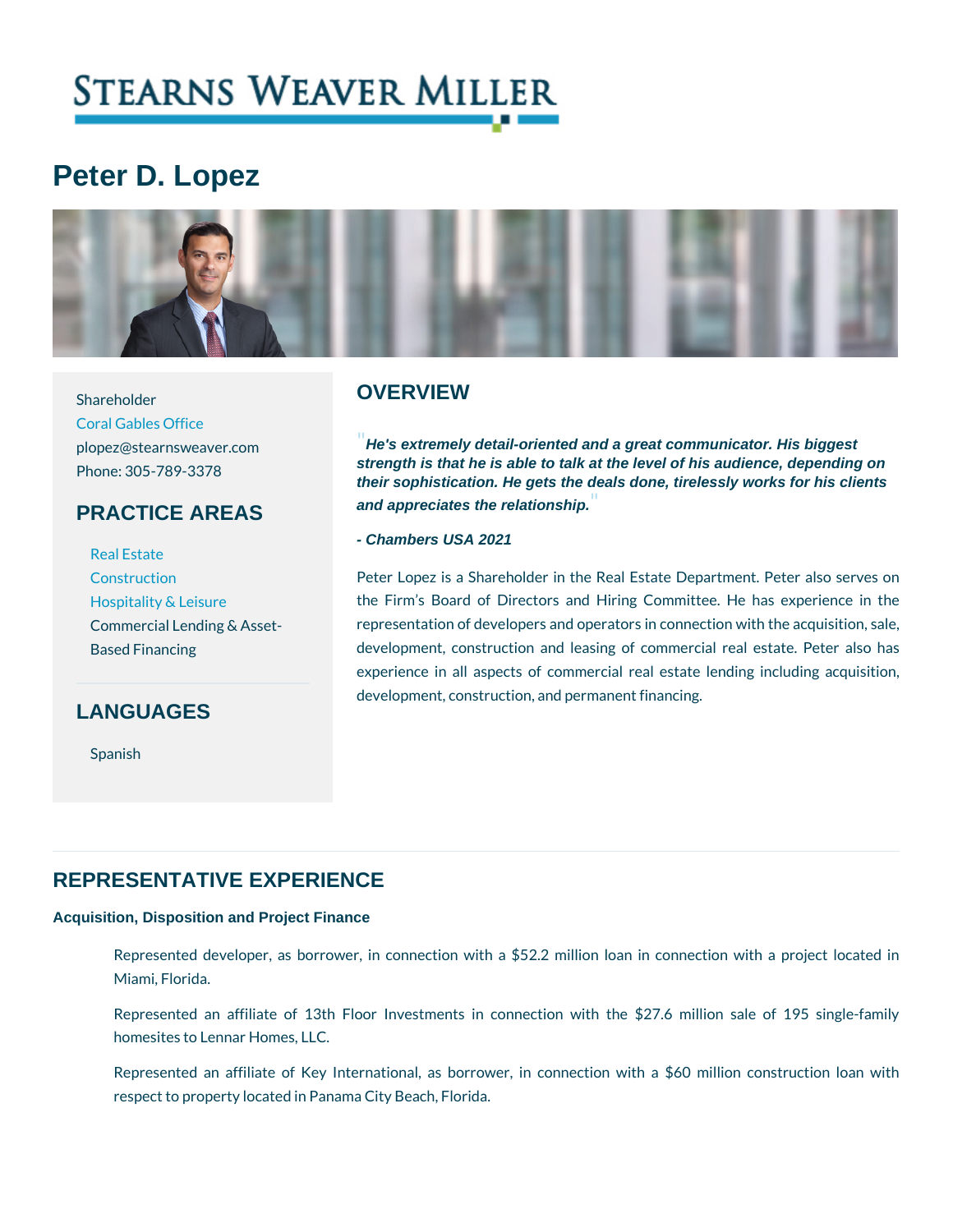# Peter D. Lopez

Shareholder
Coral Gables Office
plopez@stearnsweaver.com
Phone: 305-789-3378

## PRACTICE AREAS

- Real Estate
- Construction
- Hospitality & Leisure
- Commercial Lending & Asset-Based Financing

## LANGUAGES

- Spanish

## OVERVIEW

***"He's extremely detail-oriented and a great communicator. His biggest strength is that he is able to talk at the level of his audience, depending on their sophistication. He gets the deals done, tirelessly works for his clients and appreciates the relationship."***

***- Chambers USA 2021***

Peter Lopez is a Shareholder in the Real Estate Department. Peter also serves on the Firm's Board of Directors and Hiring Committee. He has experience in the representation of developers and operators in connection with the acquisition, sale, development, construction and leasing of commercial real estate. Peter also has experience in all aspects of commercial real estate lending including acquisition, development, construction, and permanent financing.

## REPRESENTATIVE EXPERIENCE

**Acquisition, Disposition and Project Finance**

Represented developer, as borrower, in connection with a $52.2 million loan in connection with a project located in Miami, Florida.

Represented an affiliate of 13th Floor Investments in connection with the $27.6 million sale of 195 single-family homesites to Lennar Homes, LLC.

Represented an affiliate of Key International, as borrower, in connection with a $60 million construction loan with respect to property located in Panama City Beach, Florida.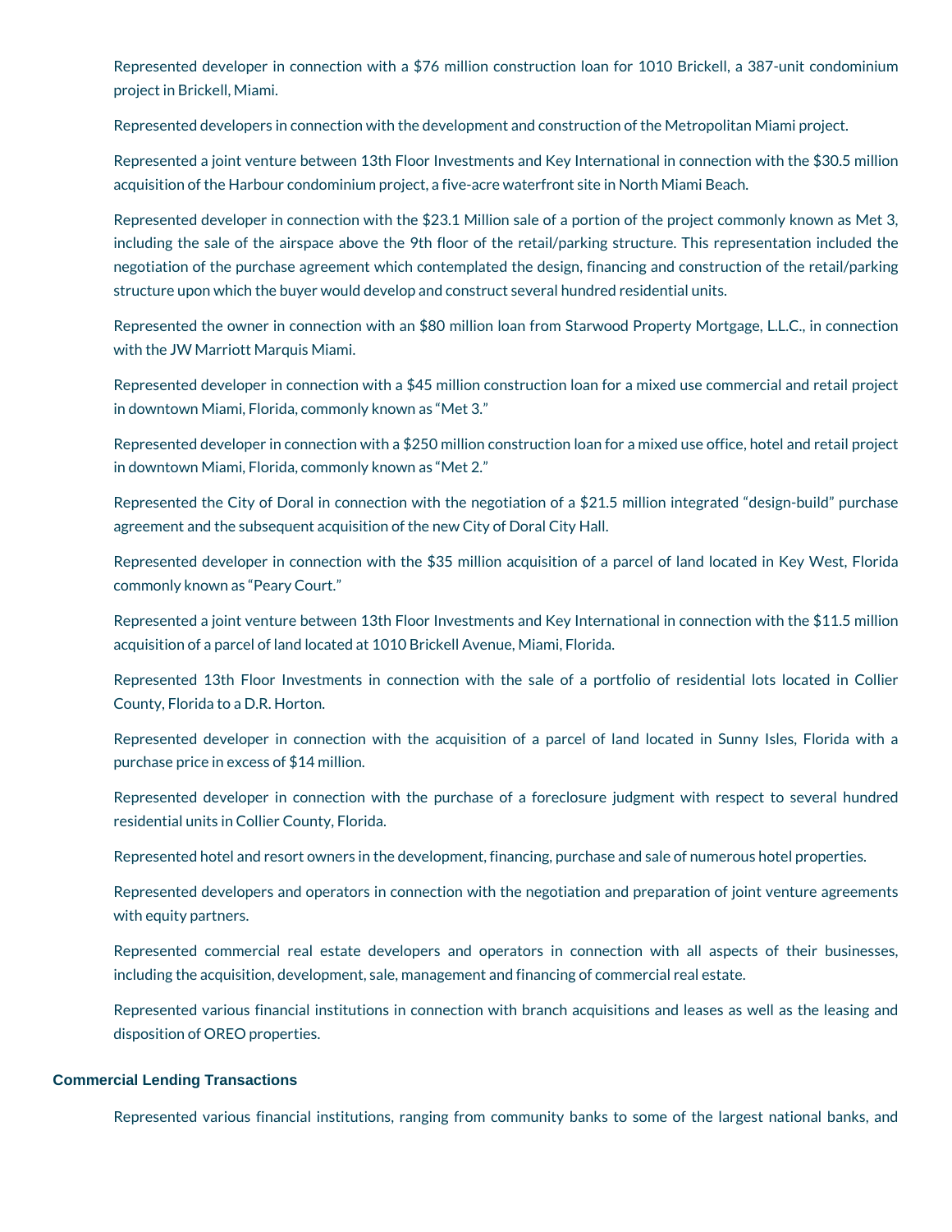Represented developer in connection with a $76 million construction loan for 1010 Brickell, a 387-unit condominium project in Brickell, Miami.

Represented developers in connection with the development and construction of the Metropolitan Miami project.

Represented a joint venture between 13th Floor Investments and Key International in connection with the $30.5 million acquisition of the Harbour condominium project, a five-acre waterfront site in North Miami Beach.

Represented developer in connection with the $23.1 Million sale of a portion of the project commonly known as Met 3, including the sale of the airspace above the 9th floor of the retail/parking structure. This representation included the negotiation of the purchase agreement which contemplated the design, financing and construction of the retail/parking structure upon which the buyer would develop and construct several hundred residential units.

Represented the owner in connection with an $80 million loan from Starwood Property Mortgage, L.L.C., in connection with the JW Marriott Marquis Miami.

Represented developer in connection with a $45 million construction loan for a mixed use commercial and retail project in downtown Miami, Florida, commonly known as "Met 3."

Represented developer in connection with a $250 million construction loan for a mixed use office, hotel and retail project in downtown Miami, Florida, commonly known as "Met 2."

Represented the City of Doral in connection with the negotiation of a $21.5 million integrated "design-build" purchase agreement and the subsequent acquisition of the new City of Doral City Hall.

Represented developer in connection with the $35 million acquisition of a parcel of land located in Key West, Florida commonly known as "Peary Court."

Represented a joint venture between 13th Floor Investments and Key International in connection with the $11.5 million acquisition of a parcel of land located at 1010 Brickell Avenue, Miami, Florida.

Represented 13th Floor Investments in connection with the sale of a portfolio of residential lots located in Collier County, Florida to a D.R. Horton.

Represented developer in connection with the acquisition of a parcel of land located in Sunny Isles, Florida with a purchase price in excess of $14 million.

Represented developer in connection with the purchase of a foreclosure judgment with respect to several hundred residential units in Collier County, Florida.

Represented hotel and resort owners in the development, financing, purchase and sale of numerous hotel properties.

Represented developers and operators in connection with the negotiation and preparation of joint venture agreements with equity partners.

Represented commercial real estate developers and operators in connection with all aspects of their businesses, including the acquisition, development, sale, management and financing of commercial real estate.

Represented various financial institutions in connection with branch acquisitions and leases as well as the leasing and disposition of OREO properties.

### Commercial Lending Transactions

Represented various financial institutions, ranging from community banks to some of the largest national banks, and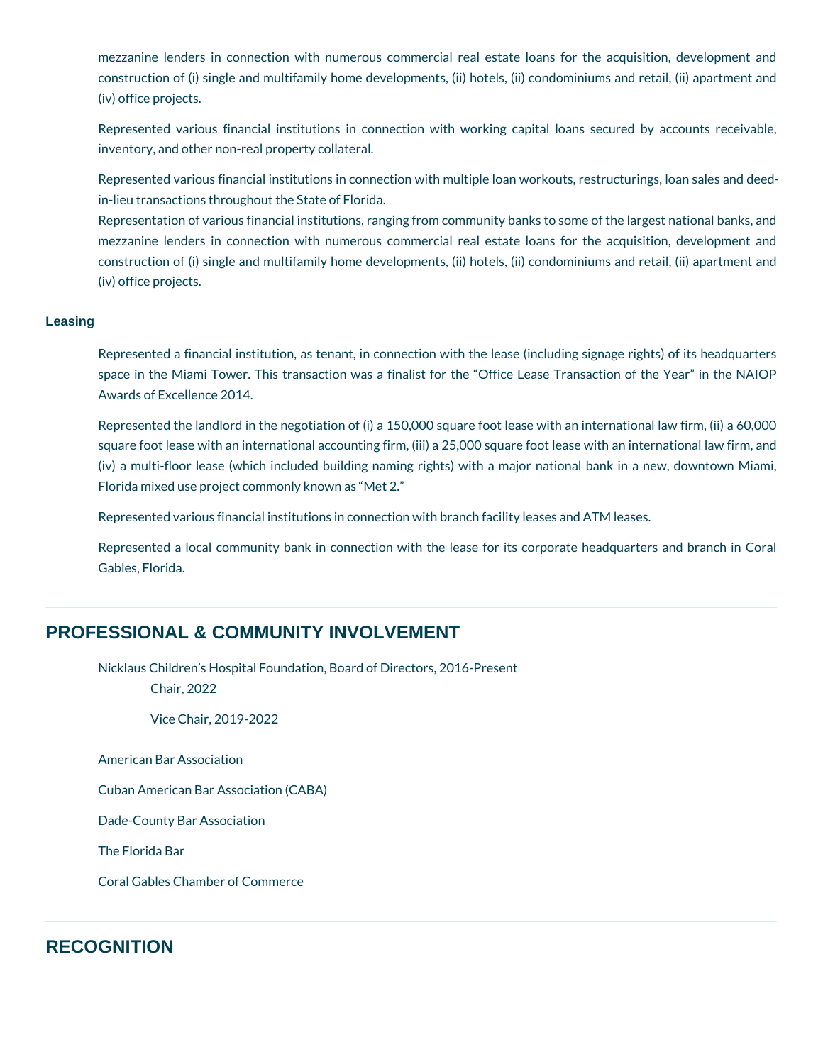mezzanine lenders in connection with numerous commercial real estate loans for the acquisition, development and construction of (i) single and multifamily home developments, (ii) hotels, (ii) condominiums and retail, (ii) apartment and (iv) office projects.

Represented various financial institutions in connection with working capital loans secured by accounts receivable, inventory, and other non-real property collateral.

Represented various financial institutions in connection with multiple loan workouts, restructurings, loan sales and deed-in-lieu transactions throughout the State of Florida.

Representation of various financial institutions, ranging from community banks to some of the largest national banks, and mezzanine lenders in connection with numerous commercial real estate loans for the acquisition, development and construction of (i) single and multifamily home developments, (ii) hotels, (ii) condominiums and retail, (ii) apartment and (iv) office projects.

### Leasing

Represented a financial institution, as tenant, in connection with the lease (including signage rights) of its headquarters space in the Miami Tower. This transaction was a finalist for the "Office Lease Transaction of the Year" in the NAIOP Awards of Excellence 2014.

Represented the landlord in the negotiation of (i) a 150,000 square foot lease with an international law firm, (ii) a 60,000 square foot lease with an international accounting firm, (iii) a 25,000 square foot lease with an international law firm, and (iv) a multi-floor lease (which included building naming rights) with a major national bank in a new, downtown Miami, Florida mixed use project commonly known as "Met 2."

Represented various financial institutions in connection with branch facility leases and ATM leases.

Represented a local community bank in connection with the lease for its corporate headquarters and branch in Coral Gables, Florida.

## PROFESSIONAL & COMMUNITY INVOLVEMENT

Nicklaus Children's Hospital Foundation, Board of Directors, 2016-Present

- Chair, 2022
- Vice Chair, 2019-2022

American Bar Association

Cuban American Bar Association (CABA)

Dade-County Bar Association

The Florida Bar

Coral Gables Chamber of Commerce

## RECOGNITION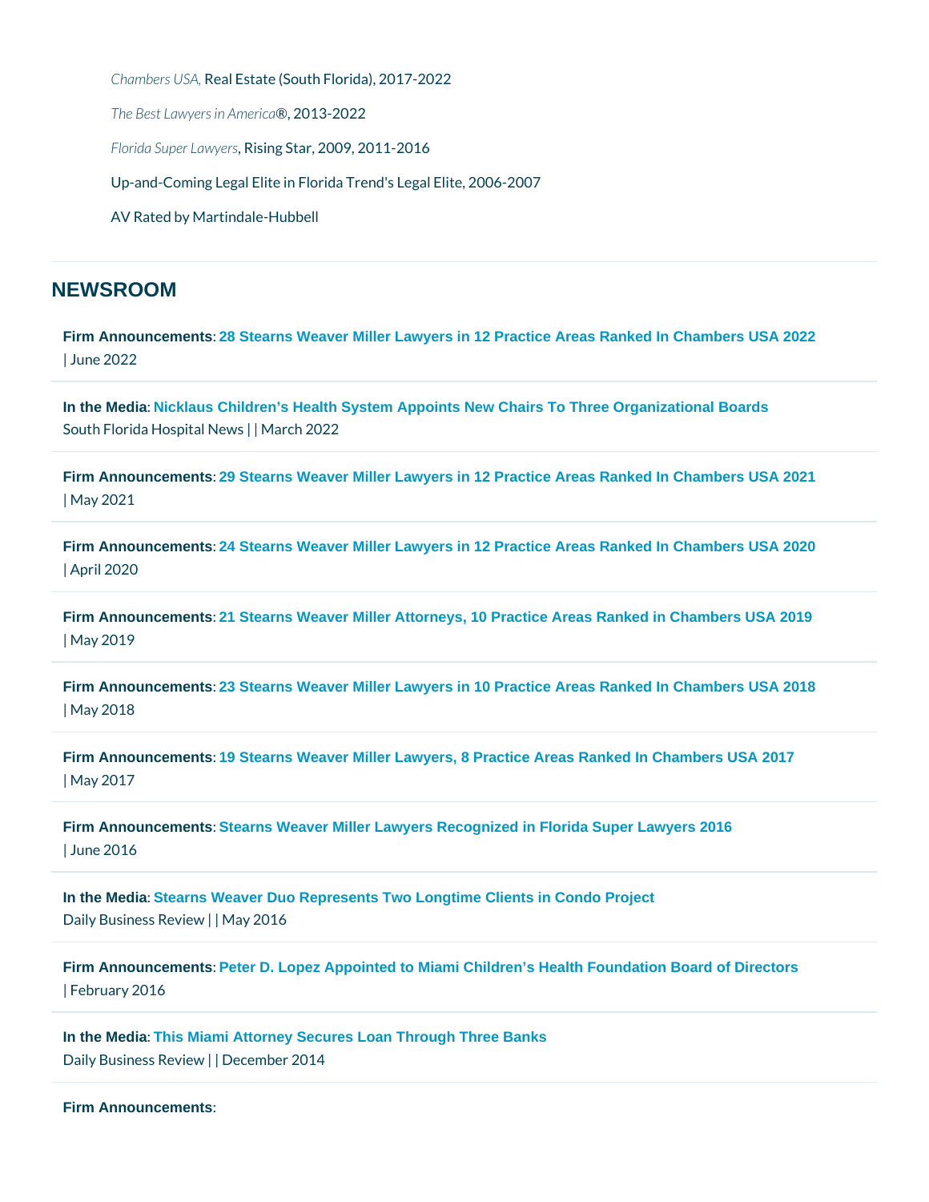*Chambers USA,* Real Estate (South Florida), 2017-2022

*The Best Lawyers in America*®, 2013-2022

*Florida Super Lawyers*, Rising Star, 2009, 2011-2016

Up-and-Coming Legal Elite in Florida Trend's Legal Elite, 2006-2007

AV Rated by Martindale-Hubbell

---

## NEWSROOM

**Firm Announcements**: **28 Stearns Weaver Miller Lawyers in 12 Practice Areas Ranked In Chambers USA 2022**
| June 2022

---

**In the Media**: **Nicklaus Children's Health System Appoints New Chairs To Three Organizational Boards**
South Florida Hospital News | | March 2022

---

**Firm Announcements**: **29 Stearns Weaver Miller Lawyers in 12 Practice Areas Ranked In Chambers USA 2021**
| May 2021

---

**Firm Announcements**: **24 Stearns Weaver Miller Lawyers in 12 Practice Areas Ranked In Chambers USA 2020**
| April 2020

---

**Firm Announcements**: **21 Stearns Weaver Miller Attorneys, 10 Practice Areas Ranked in Chambers USA 2019**
| May 2019

---

**Firm Announcements**: **23 Stearns Weaver Miller Lawyers in 10 Practice Areas Ranked In Chambers USA 2018**
| May 2018

---

**Firm Announcements**: **19 Stearns Weaver Miller Lawyers, 8 Practice Areas Ranked In Chambers USA 2017**
| May 2017

---

**Firm Announcements**: **Stearns Weaver Miller Lawyers Recognized in Florida Super Lawyers 2016**
| June 2016

---

**In the Media**: **Stearns Weaver Duo Represents Two Longtime Clients in Condo Project**
Daily Business Review | | May 2016

---

**Firm Announcements**: **Peter D. Lopez Appointed to Miami Children's Health Foundation Board of Directors**
| February 2016

---

**In the Media**: **This Miami Attorney Secures Loan Through Three Banks**
Daily Business Review | | December 2014

---

**Firm Announcements**: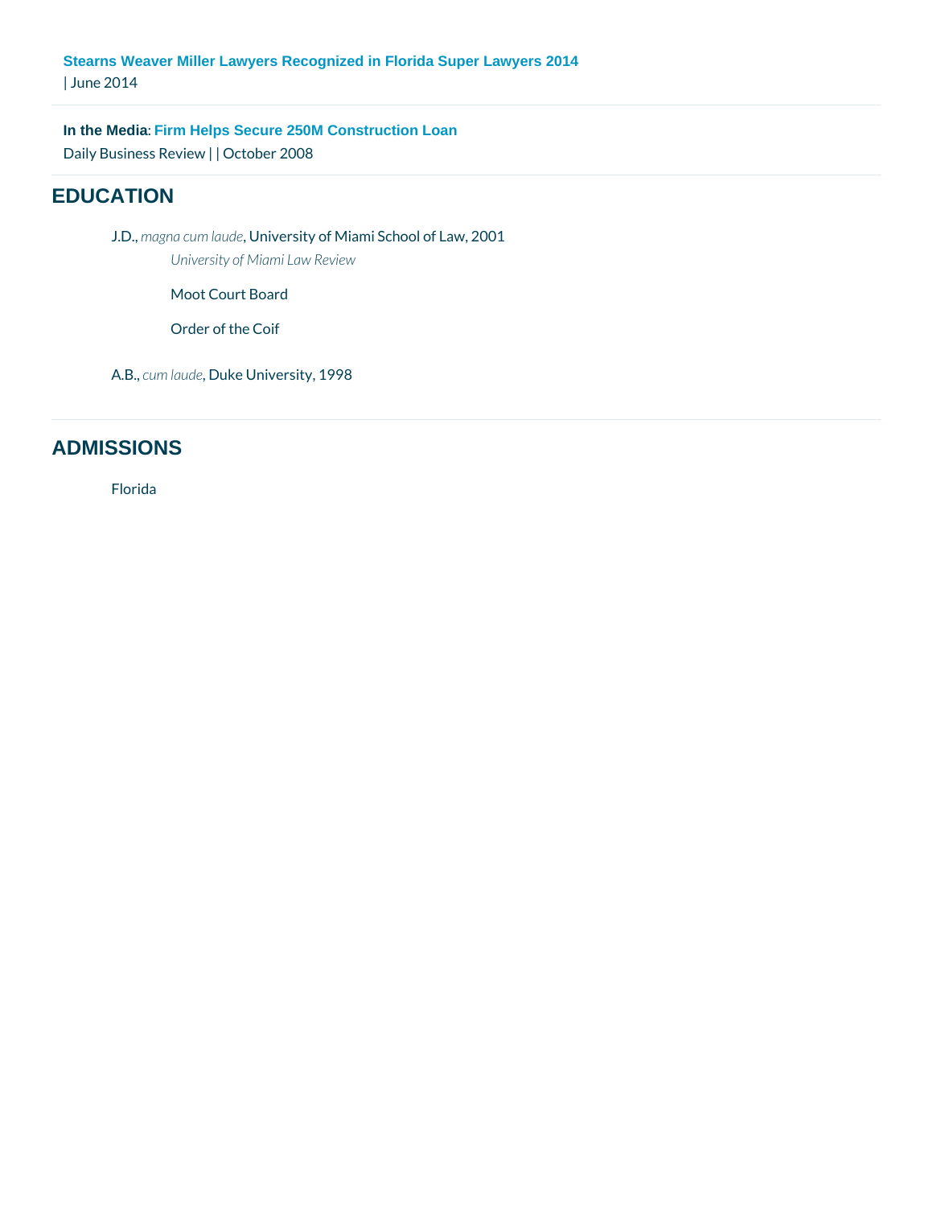**Stearns Weaver Miller Lawyers Recognized in Florida Super Lawyers 2014**
| June 2014

**In the Media**: **Firm Helps Secure 250M Construction Loan**
Daily Business Review | | October 2008

## EDUCATION

J.D., *magna cum laude*, University of Miami School of Law, 2001

*University of Miami Law Review*

Moot Court Board

Order of the Coif

A.B., *cum laude*, Duke University, 1998

## ADMISSIONS

Florida